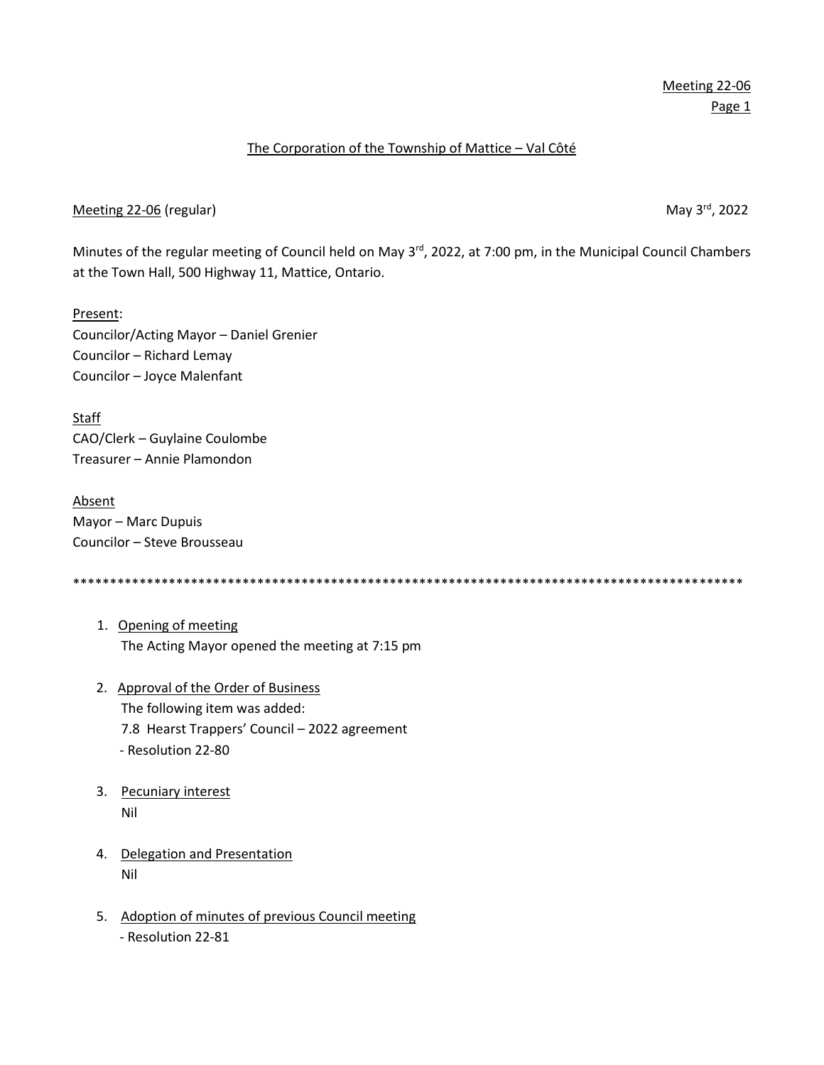Meeting 22-06

## The Corporation of the Township of Mattice – Val Côté

Meeting 22-06 (regular) May 3rd, 2022

Minutes of the regular meeting of Council held on May 3rd, 2022, at 7:00 pm, in the Municipal Council Chambers at the Town Hall, 500 Highway 11, Mattice, Ontario.

Present:
Councilor/Acting Mayor – Daniel Grenier
Councilor – Richard Lemay
Councilor – Joyce Malenfant

Staff
CAO/Clerk – Guylaine Coulombe
Treasurer – Annie Plamondon

Absent
Mayor – Marc Dupuis
Councilor – Steve Brousseau

*********************************************************************************************

1. Opening of meeting
   The Acting Mayor opened the meeting at 7:15 pm

2. Approval of the Order of Business
   The following item was added:
   7.8 Hearst Trappers' Council – 2022 agreement
   - Resolution 22-80

3. Pecuniary interest
   Nil

4. Delegation and Presentation
   Nil

5. Adoption of minutes of previous Council meeting
   - Resolution 22-81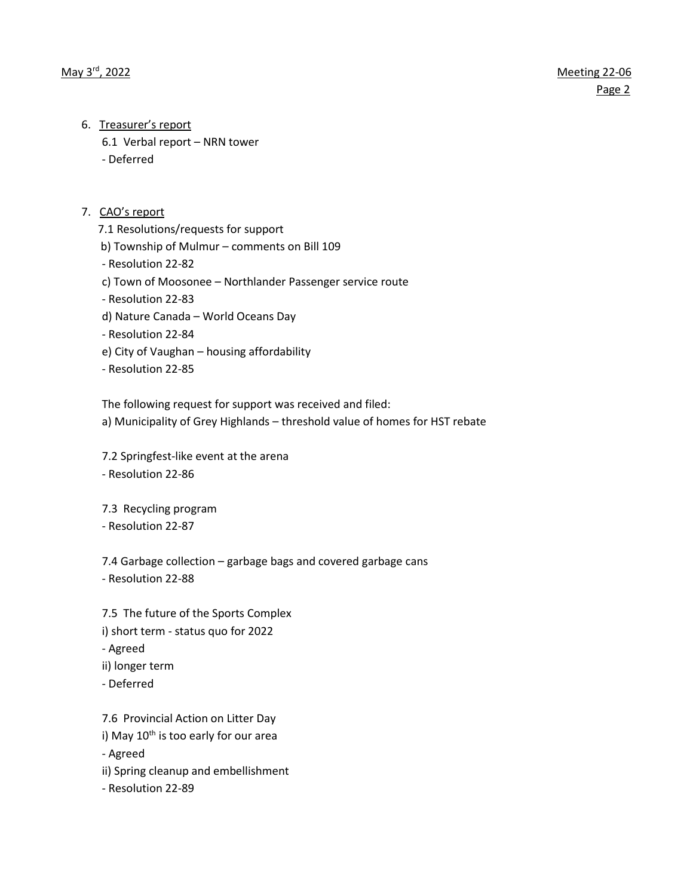6. Treasurer's report

   6.1 Verbal report – NRN tower

   - Deferred

7. CAO's report

   7.1 Resolutions/requests for support

   b) Township of Mulmur – comments on Bill 109

   - Resolution 22-82

   c) Town of Moosonee – Northlander Passenger service route

   - Resolution 22-83

   d) Nature Canada – World Oceans Day

   - Resolution 22-84

   e) City of Vaughan – housing affordability

   - Resolution 22-85

   The following request for support was received and filed:

   a) Municipality of Grey Highlands – threshold value of homes for HST rebate

   7.2 Springfest-like event at the arena

   - Resolution 22-86

   7.3 Recycling program

   - Resolution 22-87

   7.4 Garbage collection – garbage bags and covered garbage cans

   - Resolution 22-88

   7.5 The future of the Sports Complex

   i) short term - status quo for 2022

   - Agreed

   ii) longer term

   - Deferred

   7.6 Provincial Action on Litter Day

   i) May 10th is too early for our area

   - Agreed

   ii) Spring cleanup and embellishment

   - Resolution 22-89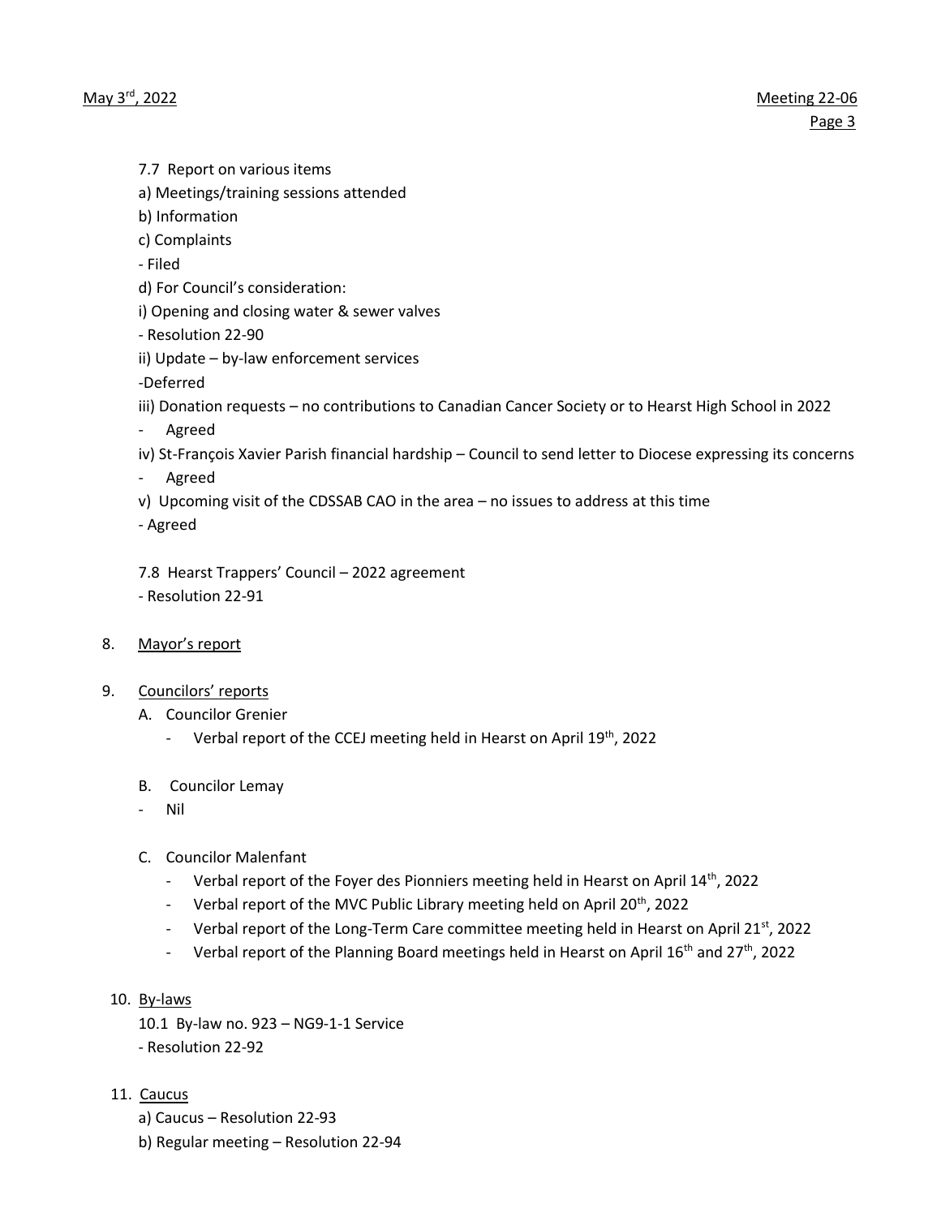7.7 Report on various items

a) Meetings/training sessions attended

b) Information

c) Complaints

- Filed

d) For Council's consideration:

i) Opening and closing water & sewer valves

- Resolution 22-90

ii) Update – by-law enforcement services

-Deferred

iii) Donation requests – no contributions to Canadian Cancer Society or to Hearst High School in 2022

- Agreed

iv) St-François Xavier Parish financial hardship – Council to send letter to Diocese expressing its concerns

- Agreed

v) Upcoming visit of the CDSSAB CAO in the area – no issues to address at this time

- Agreed

7.8 Hearst Trappers' Council – 2022 agreement

- Resolution 22-91

8. Mayor's report

9. Councilors' reports

A. Councilor Grenier

- Verbal report of the CCEJ meeting held in Hearst on April 19th, 2022

B. Councilor Lemay

- Nil

C. Councilor Malenfant

- Verbal report of the Foyer des Pionniers meeting held in Hearst on April 14th, 2022
- Verbal report of the MVC Public Library meeting held on April 20th, 2022
- Verbal report of the Long-Term Care committee meeting held in Hearst on April 21st, 2022
- Verbal report of the Planning Board meetings held in Hearst on April 16th and 27th, 2022

10. By-laws

10.1 By-law no. 923 – NG9-1-1 Service

- Resolution 22-92

11. Caucus

a) Caucus – Resolution 22-93

b) Regular meeting – Resolution 22-94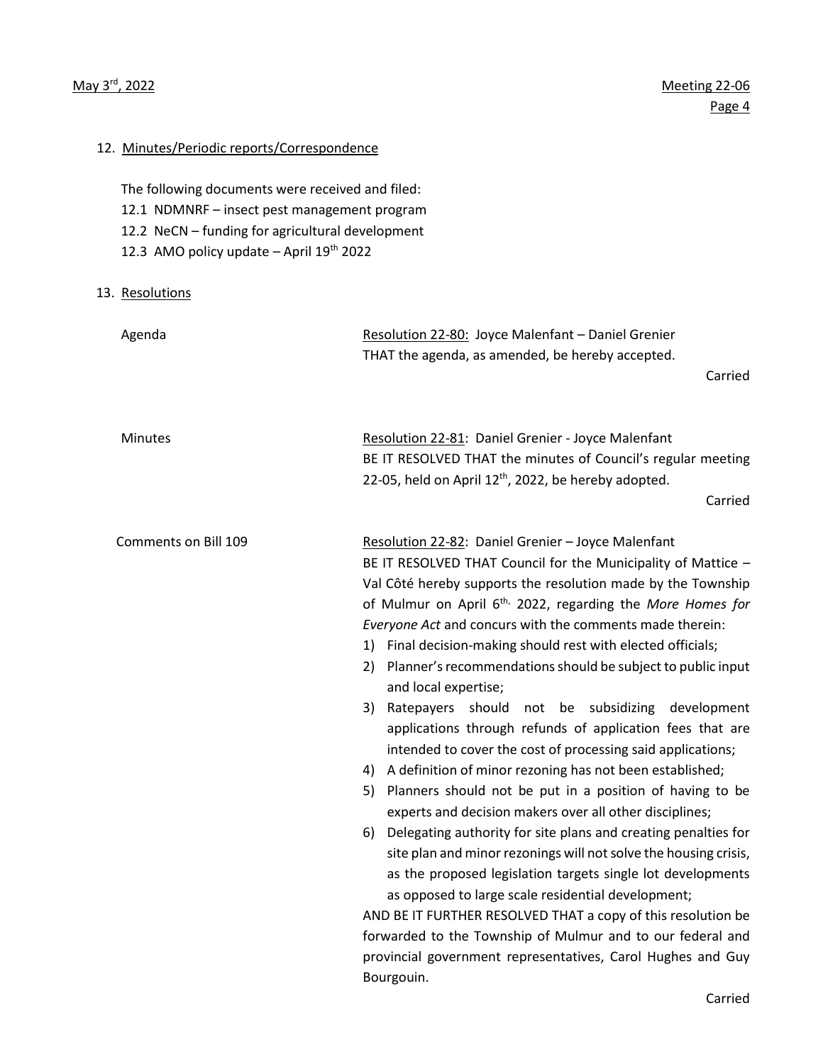12. Minutes/Periodic reports/Correspondence

The following documents were received and filed:

12.1 NDMNRF – insect pest management program
12.2 NeCN – funding for agricultural development
12.3 AMO policy update – April 19th 2022

13. Resolutions

**Agenda**

Resolution 22-80: Joyce Malenfant – Daniel Grenier
THAT the agenda, as amended, be hereby accepted.

Carried

**Minutes**

Resolution 22-81: Daniel Grenier - Joyce Malenfant
BE IT RESOLVED THAT the minutes of Council's regular meeting 22-05, held on April 12th, 2022, be hereby adopted.

Carried

**Comments on Bill 109**

Resolution 22-82: Daniel Grenier – Joyce Malenfant
BE IT RESOLVED THAT Council for the Municipality of Mattice – Val Côté hereby supports the resolution made by the Township of Mulmur on April 6th, 2022, regarding the *More Homes for Everyone Act* and concurs with the comments made therein:

1) Final decision-making should rest with elected officials;
2) Planner's recommendations should be subject to public input and local expertise;
3) Ratepayers should not be subsidizing development applications through refunds of application fees that are intended to cover the cost of processing said applications;
4) A definition of minor rezoning has not been established;
5) Planners should not be put in a position of having to be experts and decision makers over all other disciplines;
6) Delegating authority for site plans and creating penalties for site plan and minor rezonings will not solve the housing crisis, as the proposed legislation targets single lot developments as opposed to large scale residential development;

AND BE IT FURTHER RESOLVED THAT a copy of this resolution be forwarded to the Township of Mulmur and to our federal and provincial government representatives, Carol Hughes and Guy Bourgouin.

Carried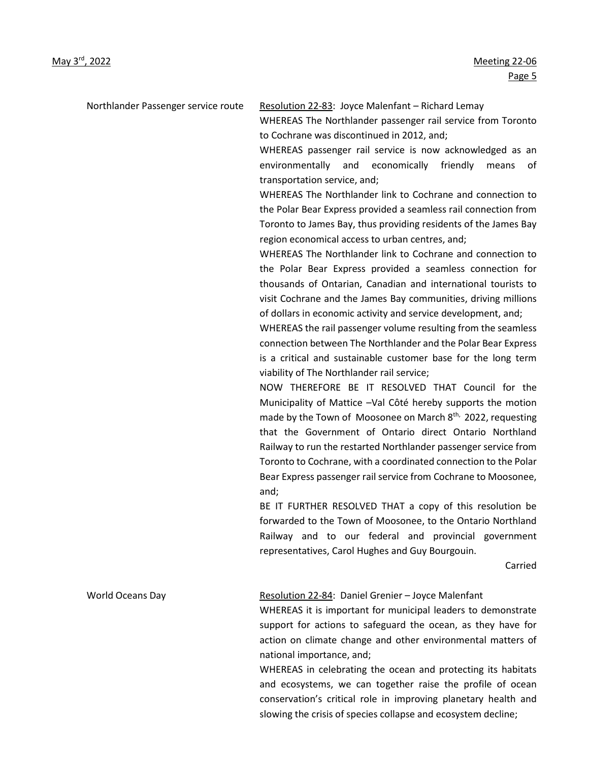**Northlander Passenger service route**

Resolution 22-83: Joyce Malenfant – Richard Lemay

WHEREAS The Northlander passenger rail service from Toronto to Cochrane was discontinued in 2012, and;

WHEREAS passenger rail service is now acknowledged as an environmentally and economically friendly means of transportation service, and;

WHEREAS The Northlander link to Cochrane and connection to the Polar Bear Express provided a seamless rail connection from Toronto to James Bay, thus providing residents of the James Bay region economical access to urban centres, and;

WHEREAS The Northlander link to Cochrane and connection to the Polar Bear Express provided a seamless connection for thousands of Ontarian, Canadian and international tourists to visit Cochrane and the James Bay communities, driving millions of dollars in economic activity and service development, and;

WHEREAS the rail passenger volume resulting from the seamless connection between The Northlander and the Polar Bear Express is a critical and sustainable customer base for the long term viability of The Northlander rail service;

NOW THEREFORE BE IT RESOLVED THAT Council for the Municipality of Mattice –Val Côté hereby supports the motion made by the Town of Moosonee on March 8th, 2022, requesting that the Government of Ontario direct Ontario Northland Railway to run the restarted Northlander passenger service from Toronto to Cochrane, with a coordinated connection to the Polar Bear Express passenger rail service from Cochrane to Moosonee, and;

BE IT FURTHER RESOLVED THAT a copy of this resolution be forwarded to the Town of Moosonee, to the Ontario Northland Railway and to our federal and provincial government representatives, Carol Hughes and Guy Bourgouin.

Carried

**World Oceans Day**

Resolution 22-84: Daniel Grenier – Joyce Malenfant

WHEREAS it is important for municipal leaders to demonstrate support for actions to safeguard the ocean, as they have for action on climate change and other environmental matters of national importance, and;

WHEREAS in celebrating the ocean and protecting its habitats and ecosystems, we can together raise the profile of ocean conservation's critical role in improving planetary health and slowing the crisis of species collapse and ecosystem decline;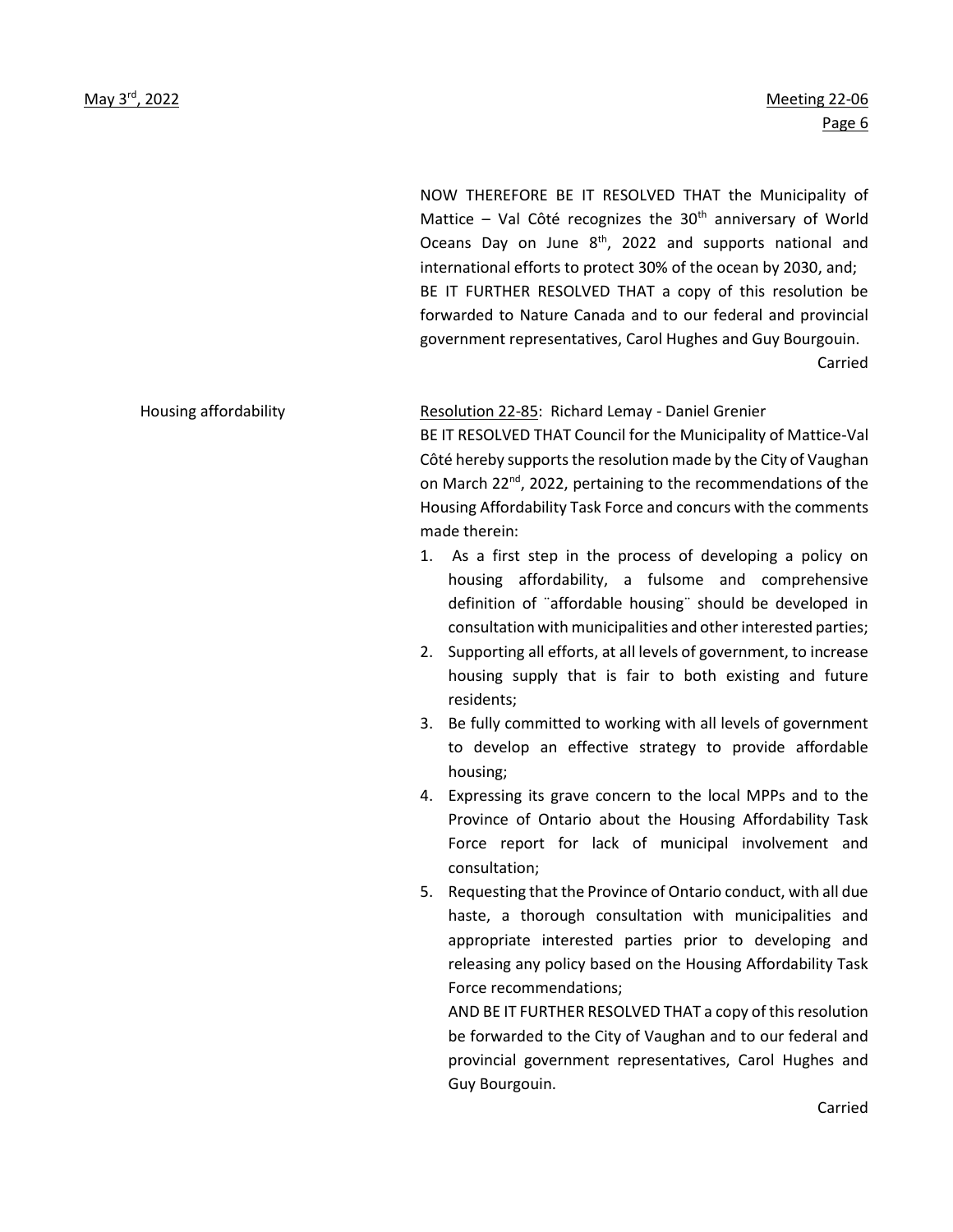NOW THEREFORE BE IT RESOLVED THAT the Municipality of Mattice – Val Côté recognizes the 30th anniversary of World Oceans Day on June 8th, 2022 and supports national and international efforts to protect 30% of the ocean by 2030, and;

BE IT FURTHER RESOLVED THAT a copy of this resolution be forwarded to Nature Canada and to our federal and provincial government representatives, Carol Hughes and Guy Bourgouin.

Carried

**Housing affordability**

Resolution 22-85: Richard Lemay - Daniel Grenier

BE IT RESOLVED THAT Council for the Municipality of Mattice-Val Côté hereby supports the resolution made by the City of Vaughan on March 22nd, 2022, pertaining to the recommendations of the Housing Affordability Task Force and concurs with the comments made therein:

1. As a first step in the process of developing a policy on housing affordability, a fulsome and comprehensive definition of ¨affordable housing¨ should be developed in consultation with municipalities and other interested parties;
2. Supporting all efforts, at all levels of government, to increase housing supply that is fair to both existing and future residents;
3. Be fully committed to working with all levels of government to develop an effective strategy to provide affordable housing;
4. Expressing its grave concern to the local MPPs and to the Province of Ontario about the Housing Affordability Task Force report for lack of municipal involvement and consultation;
5. Requesting that the Province of Ontario conduct, with all due haste, a thorough consultation with municipalities and appropriate interested parties prior to developing and releasing any policy based on the Housing Affordability Task Force recommendations;

AND BE IT FURTHER RESOLVED THAT a copy of this resolution be forwarded to the City of Vaughan and to our federal and provincial government representatives, Carol Hughes and Guy Bourgouin.

Carried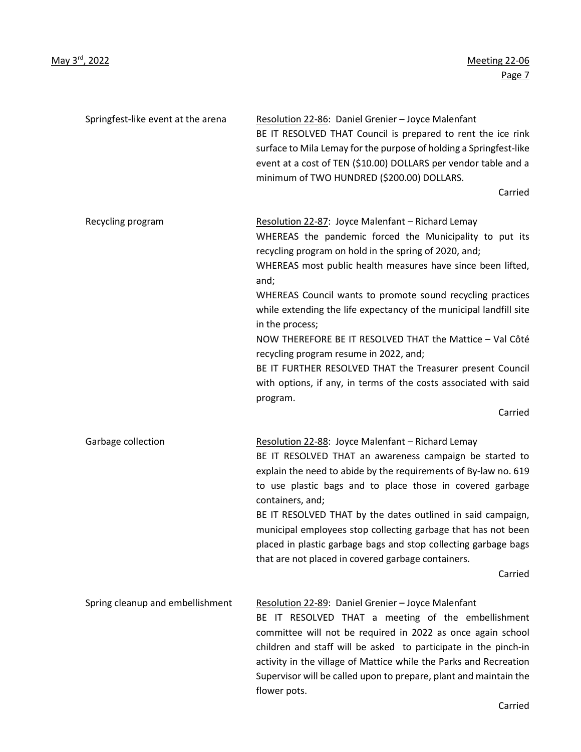**Springfest-like event at the arena**

Resolution 22-86: Daniel Grenier – Joyce Malenfant

BE IT RESOLVED THAT Council is prepared to rent the ice rink surface to Mila Lemay for the purpose of holding a Springfest-like event at a cost of TEN ($10.00) DOLLARS per vendor table and a minimum of TWO HUNDRED ($200.00) DOLLARS.

Carried

**Recycling program**

Resolution 22-87: Joyce Malenfant – Richard Lemay

WHEREAS the pandemic forced the Municipality to put its recycling program on hold in the spring of 2020, and;

WHEREAS most public health measures have since been lifted, and;

WHEREAS Council wants to promote sound recycling practices while extending the life expectancy of the municipal landfill site in the process;

NOW THEREFORE BE IT RESOLVED THAT the Mattice – Val Côté recycling program resume in 2022, and;

BE IT FURTHER RESOLVED THAT the Treasurer present Council with options, if any, in terms of the costs associated with said program.

Carried

**Garbage collection**

Resolution 22-88: Joyce Malenfant – Richard Lemay

BE IT RESOLVED THAT an awareness campaign be started to explain the need to abide by the requirements of By-law no. 619 to use plastic bags and to place those in covered garbage containers, and;

BE IT RESOLVED THAT by the dates outlined in said campaign, municipal employees stop collecting garbage that has not been placed in plastic garbage bags and stop collecting garbage bags that are not placed in covered garbage containers.

Carried

**Spring cleanup and embellishment**

Resolution 22-89: Daniel Grenier – Joyce Malenfant

BE IT RESOLVED THAT a meeting of the embellishment committee will not be required in 2022 as once again school children and staff will be asked to participate in the pinch-in activity in the village of Mattice while the Parks and Recreation Supervisor will be called upon to prepare, plant and maintain the flower pots.

Carried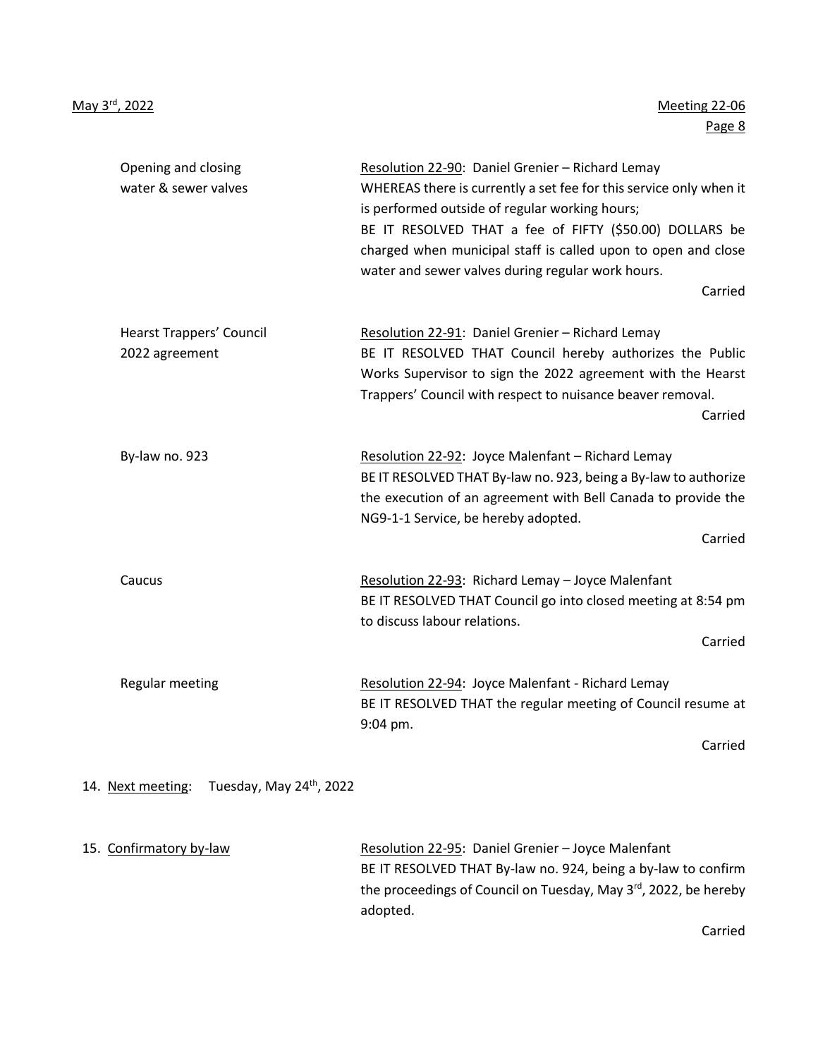| | |
|---|---|
| Opening and closing water & sewer valves | Resolution 22-90: Daniel Grenier – Richard Lemay<br>WHEREAS there is currently a set fee for this service only when it is performed outside of regular working hours;<br>BE IT RESOLVED THAT a fee of FIFTY ($50.00) DOLLARS be charged when municipal staff is called upon to open and close water and sewer valves during regular work hours.<br>Carried |
| Hearst Trappers' Council 2022 agreement | Resolution 22-91: Daniel Grenier – Richard Lemay<br>BE IT RESOLVED THAT Council hereby authorizes the Public Works Supervisor to sign the 2022 agreement with the Hearst Trappers' Council with respect to nuisance beaver removal.<br>Carried |
| By-law no. 923 | Resolution 22-92: Joyce Malenfant – Richard Lemay<br>BE IT RESOLVED THAT By-law no. 923, being a By-law to authorize the execution of an agreement with Bell Canada to provide the NG9-1-1 Service, be hereby adopted.<br>Carried |
| Caucus | Resolution 22-93: Richard Lemay – Joyce Malenfant<br>BE IT RESOLVED THAT Council go into closed meeting at 8:54 pm to discuss labour relations.<br>Carried |
| Regular meeting | Resolution 22-94: Joyce Malenfant - Richard Lemay<br>BE IT RESOLVED THAT the regular meeting of Council resume at 9:04 pm.<br>Carried |

14. Next meeting: Tuesday, May 24th, 2022

15. Confirmatory by-law

Resolution 22-95: Daniel Grenier – Joyce Malenfant
BE IT RESOLVED THAT By-law no. 924, being a by-law to confirm the proceedings of Council on Tuesday, May 3rd, 2022, be hereby adopted.

Carried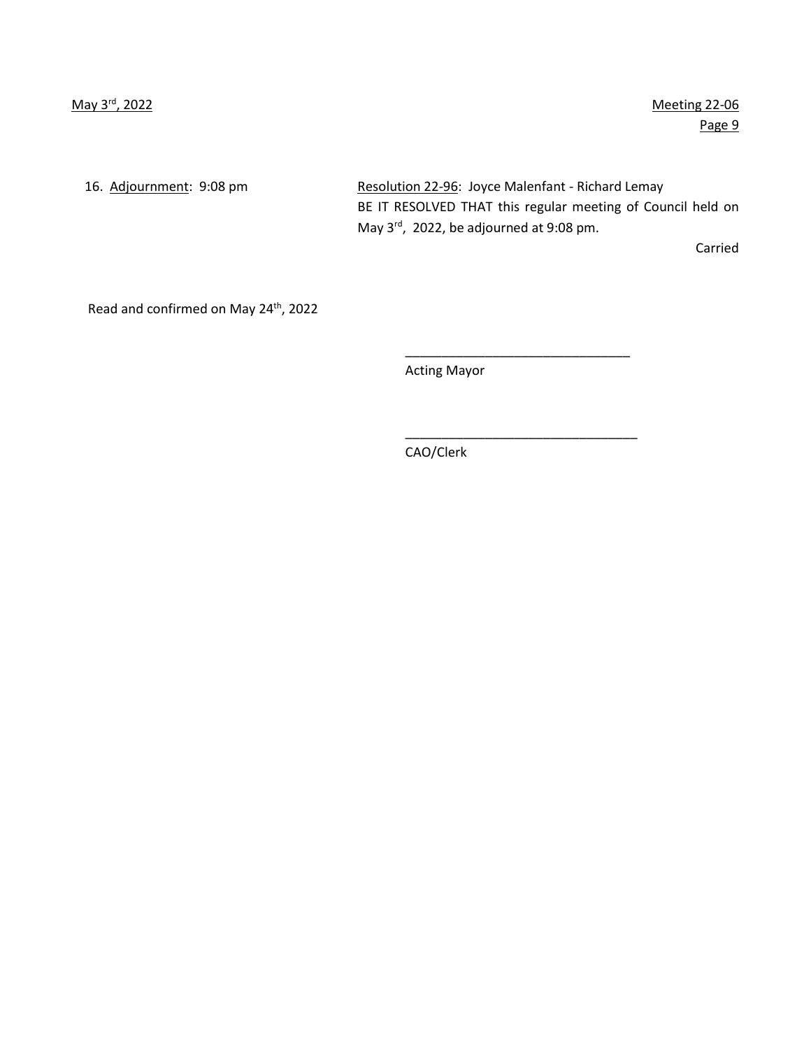16. Adjournment: 9:08 pm

Resolution 22-96: Joyce Malenfant - Richard Lemay
BE IT RESOLVED THAT this regular meeting of Council held on May 3rd, 2022, be adjourned at 9:08 pm.

Carried

Read and confirmed on May 24th, 2022

_______________________________
Acting Mayor

_______________________________
CAO/Clerk